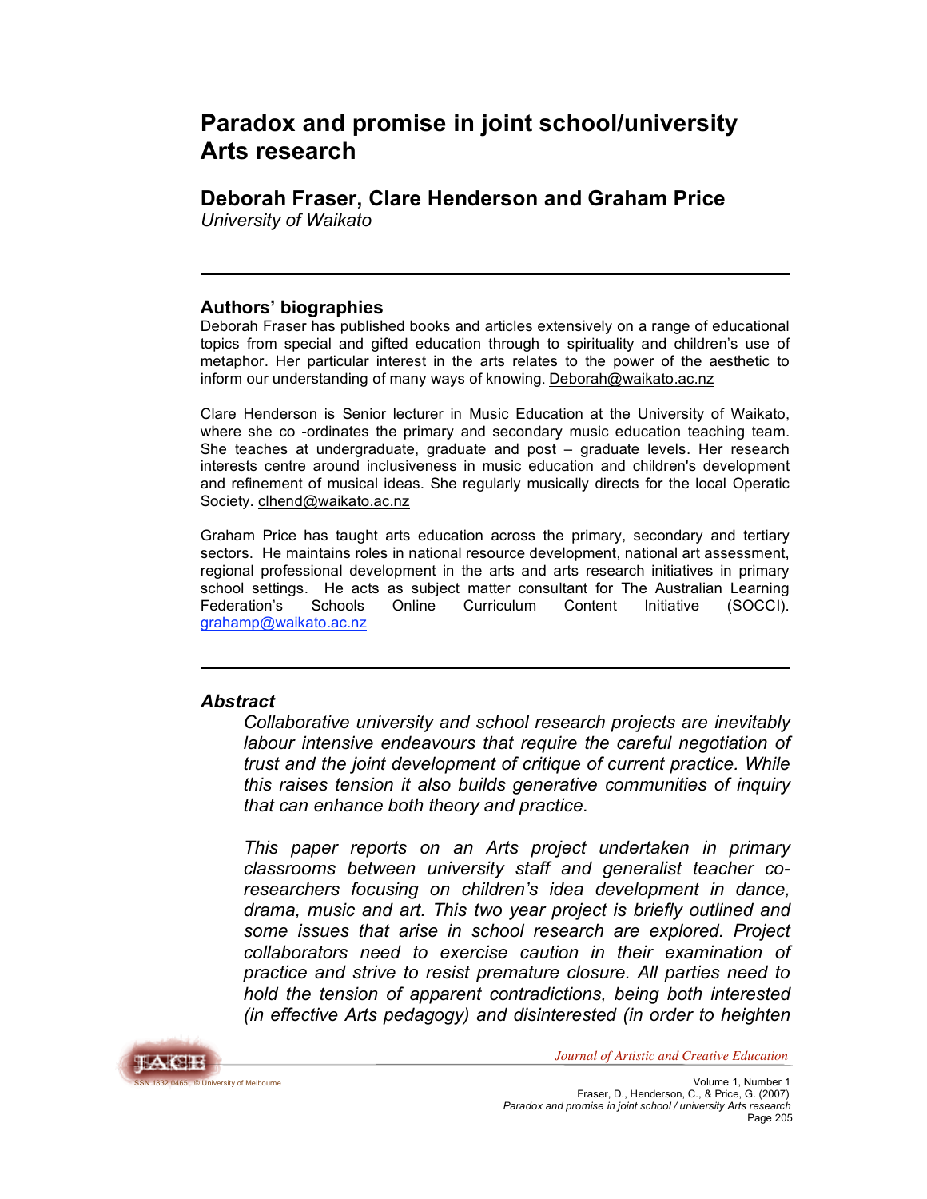# Paradox and promise in joint school/university Arts research

## Deborah Fraser, Clare Henderson and Graham Price

*University of Waikato*

---

### Authors' biographies

Deborah Fraser has published books and articles extensively on a range of educational topics from special and gifted education through to spirituality and children's use of metaphor. Her particular interest in the arts relates to the power of the aesthetic to inform our understanding of many ways of knowing. Deborah@waikato.ac.nz

Clare Henderson is Senior lecturer in Music Education at the University of Waikato, where she co -ordinates the primary and secondary music education teaching team. She teaches at undergraduate, graduate and post – graduate levels. Her research interests centre around inclusiveness in music education and children's development and refinement of musical ideas. She regularly musically directs for the local Operatic Society. clhend@waikato.ac.nz

Graham Price has taught arts education across the primary, secondary and tertiary sectors. He maintains roles in national resource development, national art assessment, regional professional development in the arts and arts research initiatives in primary school settings. He acts as subject matter consultant for The Australian Learning Federation's Schools Online Curriculum Content Initiative (SOCCI). grahamp@waikato.ac.nz

---

### *Abstract*

*Collaborative university and school research projects are inevitably labour intensive endeavours that require the careful negotiation of trust and the joint development of critique of current practice. While this raises tension it also builds generative communities of inquiry that can enhance both theory and practice.*

*This paper reports on an Arts project undertaken in primary classrooms between university staff and generalist teacher co-researchers focusing on children's idea development in dance, drama, music and art. This two year project is briefly outlined and some issues that arise in school research are explored. Project collaborators need to exercise caution in their examination of practice and strive to resist premature closure. All parties need to hold the tension of apparent contradictions, being both interested (in effective Arts pedagogy) and disinterested (in order to heighten*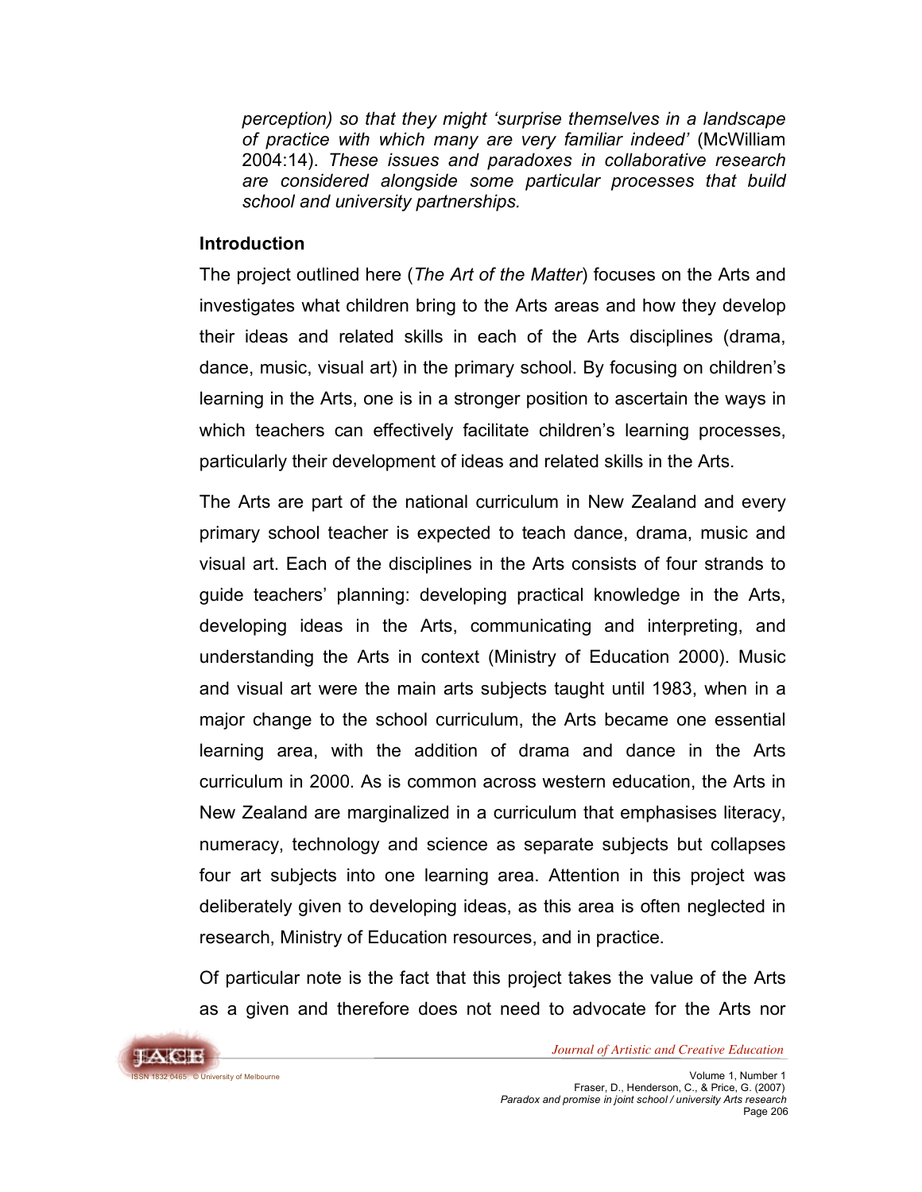*perception) so that they might 'surprise themselves in a landscape of practice with which many are very familiar indeed'* (McWilliam 2004:14). *These issues and paradoxes in collaborative research are considered alongside some particular processes that build school and university partnerships.*

## Introduction

The project outlined here (*The Art of the Matter*) focuses on the Arts and investigates what children bring to the Arts areas and how they develop their ideas and related skills in each of the Arts disciplines (drama, dance, music, visual art) in the primary school. By focusing on children's learning in the Arts, one is in a stronger position to ascertain the ways in which teachers can effectively facilitate children's learning processes, particularly their development of ideas and related skills in the Arts.

The Arts are part of the national curriculum in New Zealand and every primary school teacher is expected to teach dance, drama, music and visual art. Each of the disciplines in the Arts consists of four strands to guide teachers' planning: developing practical knowledge in the Arts, developing ideas in the Arts, communicating and interpreting, and understanding the Arts in context (Ministry of Education 2000). Music and visual art were the main arts subjects taught until 1983, when in a major change to the school curriculum, the Arts became one essential learning area, with the addition of drama and dance in the Arts curriculum in 2000. As is common across western education, the Arts in New Zealand are marginalized in a curriculum that emphasises literacy, numeracy, technology and science as separate subjects but collapses four art subjects into one learning area. Attention in this project was deliberately given to developing ideas, as this area is often neglected in research, Ministry of Education resources, and in practice.

Of particular note is the fact that this project takes the value of the Arts as a given and therefore does not need to advocate for the Arts nor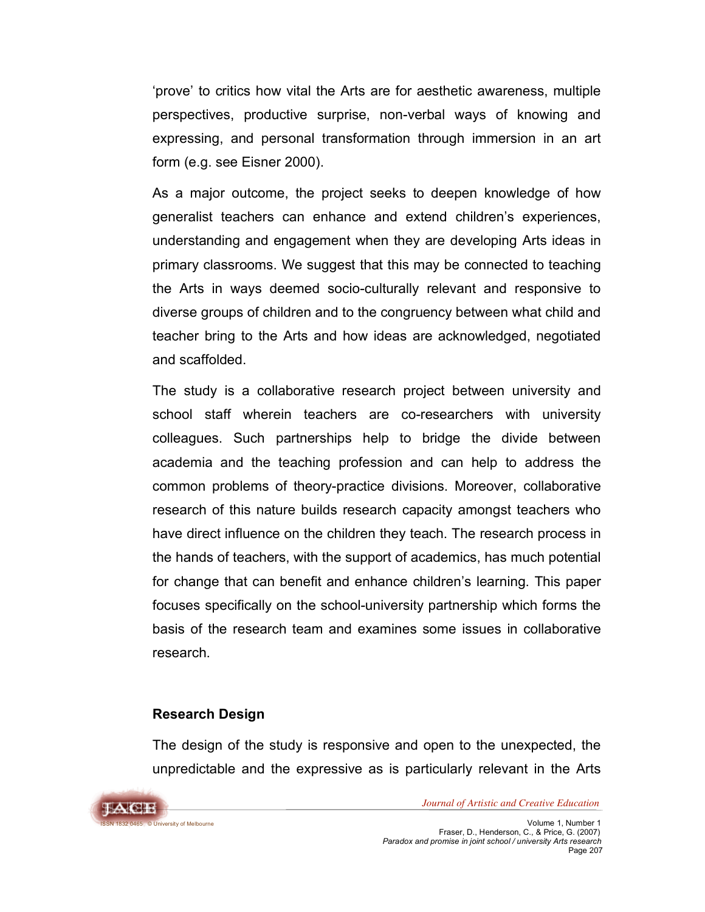'prove' to critics how vital the Arts are for aesthetic awareness, multiple perspectives, productive surprise, non-verbal ways of knowing and expressing, and personal transformation through immersion in an art form (e.g. see Eisner 2000).

As a major outcome, the project seeks to deepen knowledge of how generalist teachers can enhance and extend children's experiences, understanding and engagement when they are developing Arts ideas in primary classrooms. We suggest that this may be connected to teaching the Arts in ways deemed socio-culturally relevant and responsive to diverse groups of children and to the congruency between what child and teacher bring to the Arts and how ideas are acknowledged, negotiated and scaffolded.

The study is a collaborative research project between university and school staff wherein teachers are co-researchers with university colleagues. Such partnerships help to bridge the divide between academia and the teaching profession and can help to address the common problems of theory-practice divisions. Moreover, collaborative research of this nature builds research capacity amongst teachers who have direct influence on the children they teach. The research process in the hands of teachers, with the support of academics, has much potential for change that can benefit and enhance children's learning. This paper focuses specifically on the school-university partnership which forms the basis of the research team and examines some issues in collaborative research.

**Research Design**

The design of the study is responsive and open to the unexpected, the unpredictable and the expressive as is particularly relevant in the Arts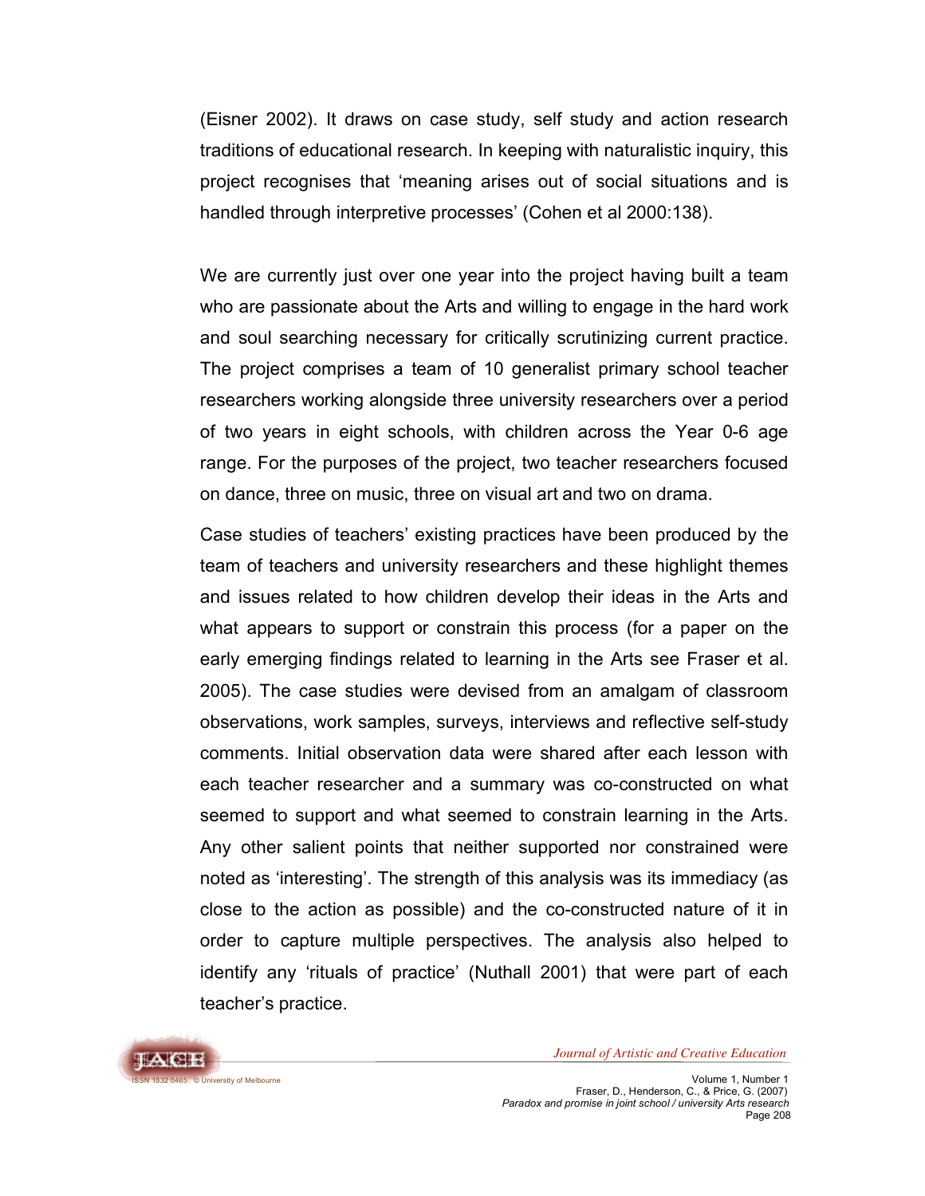(Eisner 2002). It draws on case study, self study and action research traditions of educational research. In keeping with naturalistic inquiry, this project recognises that 'meaning arises out of social situations and is handled through interpretive processes' (Cohen et al 2000:138).

We are currently just over one year into the project having built a team who are passionate about the Arts and willing to engage in the hard work and soul searching necessary for critically scrutinizing current practice. The project comprises a team of 10 generalist primary school teacher researchers working alongside three university researchers over a period of two years in eight schools, with children across the Year 0-6 age range. For the purposes of the project, two teacher researchers focused on dance, three on music, three on visual art and two on drama.

Case studies of teachers' existing practices have been produced by the team of teachers and university researchers and these highlight themes and issues related to how children develop their ideas in the Arts and what appears to support or constrain this process (for a paper on the early emerging findings related to learning in the Arts see Fraser et al. 2005). The case studies were devised from an amalgam of classroom observations, work samples, surveys, interviews and reflective self-study comments. Initial observation data were shared after each lesson with each teacher researcher and a summary was co-constructed on what seemed to support and what seemed to constrain learning in the Arts. Any other salient points that neither supported nor constrained were noted as 'interesting'. The strength of this analysis was its immediacy (as close to the action as possible) and the co-constructed nature of it in order to capture multiple perspectives. The analysis also helped to identify any 'rituals of practice' (Nuthall 2001) that were part of each teacher's practice.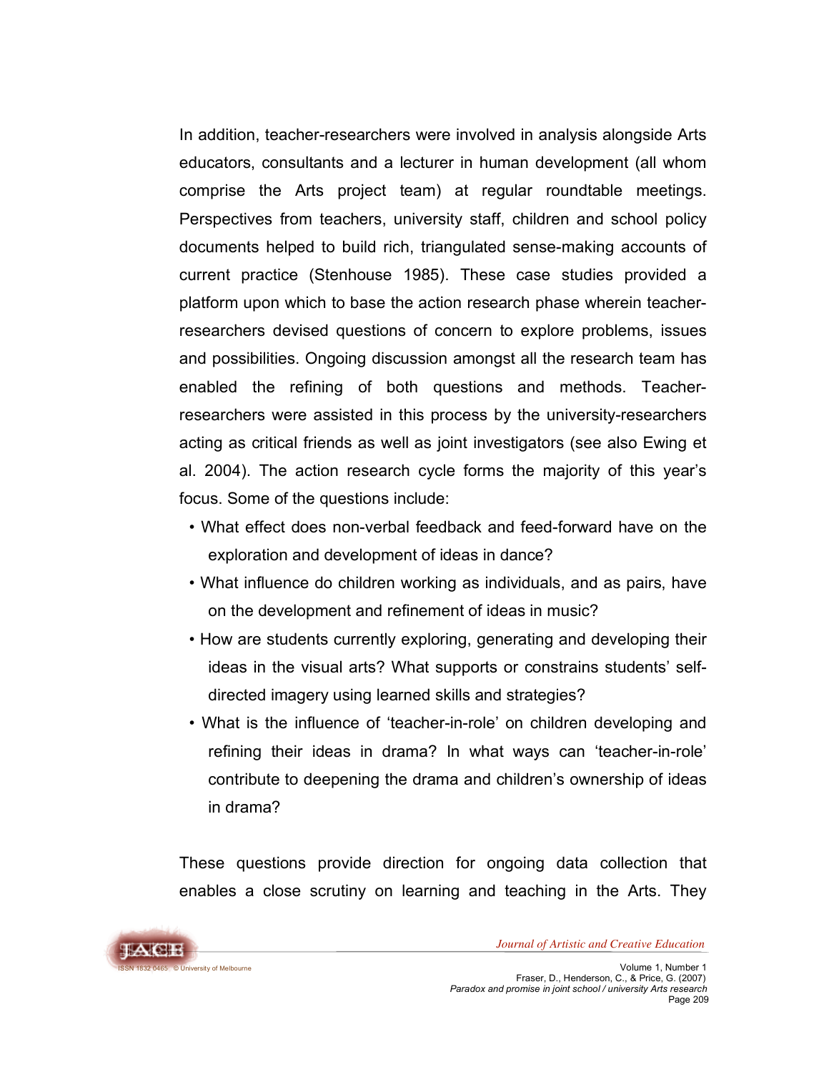In addition, teacher-researchers were involved in analysis alongside Arts educators, consultants and a lecturer in human development (all whom comprise the Arts project team) at regular roundtable meetings. Perspectives from teachers, university staff, children and school policy documents helped to build rich, triangulated sense-making accounts of current practice (Stenhouse 1985). These case studies provided a platform upon which to base the action research phase wherein teacher-researchers devised questions of concern to explore problems, issues and possibilities. Ongoing discussion amongst all the research team has enabled the refining of both questions and methods. Teacher-researchers were assisted in this process by the university-researchers acting as critical friends as well as joint investigators (see also Ewing et al. 2004). The action research cycle forms the majority of this year's focus. Some of the questions include:

- What effect does non-verbal feedback and feed-forward have on the exploration and development of ideas in dance?
- What influence do children working as individuals, and as pairs, have on the development and refinement of ideas in music?
- How are students currently exploring, generating and developing their ideas in the visual arts? What supports or constrains students' self-directed imagery using learned skills and strategies?
- What is the influence of 'teacher-in-role' on children developing and refining their ideas in drama? In what ways can 'teacher-in-role' contribute to deepening the drama and children's ownership of ideas in drama?

These questions provide direction for ongoing data collection that enables a close scrutiny on learning and teaching in the Arts. They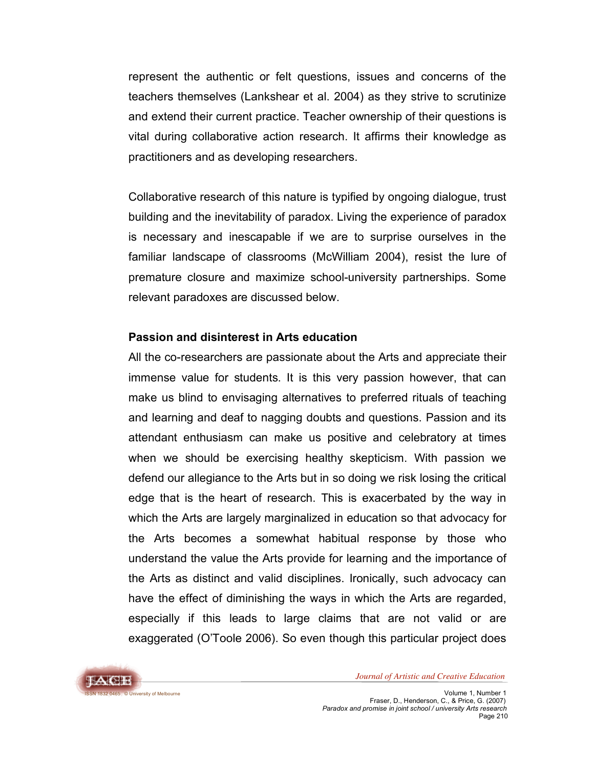represent the authentic or felt questions, issues and concerns of the teachers themselves (Lankshear et al. 2004) as they strive to scrutinize and extend their current practice. Teacher ownership of their questions is vital during collaborative action research. It affirms their knowledge as practitioners and as developing researchers.

Collaborative research of this nature is typified by ongoing dialogue, trust building and the inevitability of paradox. Living the experience of paradox is necessary and inescapable if we are to surprise ourselves in the familiar landscape of classrooms (McWilliam 2004), resist the lure of premature closure and maximize school-university partnerships. Some relevant paradoxes are discussed below.

### Passion and disinterest in Arts education

All the co-researchers are passionate about the Arts and appreciate their immense value for students. It is this very passion however, that can make us blind to envisaging alternatives to preferred rituals of teaching and learning and deaf to nagging doubts and questions. Passion and its attendant enthusiasm can make us positive and celebratory at times when we should be exercising healthy skepticism. With passion we defend our allegiance to the Arts but in so doing we risk losing the critical edge that is the heart of research. This is exacerbated by the way in which the Arts are largely marginalized in education so that advocacy for the Arts becomes a somewhat habitual response by those who understand the value the Arts provide for learning and the importance of the Arts as distinct and valid disciplines. Ironically, such advocacy can have the effect of diminishing the ways in which the Arts are regarded, especially if this leads to large claims that are not valid or are exaggerated (O'Toole 2006). So even though this particular project does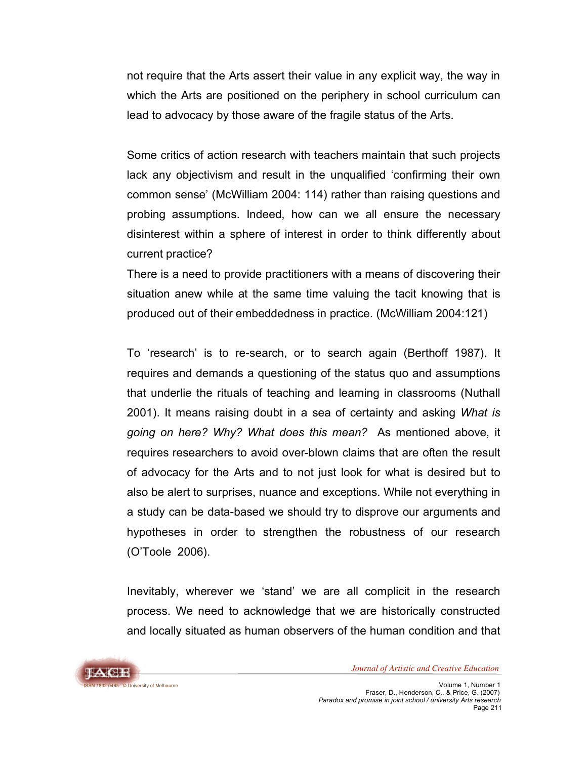not require that the Arts assert their value in any explicit way, the way in which the Arts are positioned on the periphery in school curriculum can lead to advocacy by those aware of the fragile status of the Arts.

Some critics of action research with teachers maintain that such projects lack any objectivism and result in the unqualified 'confirming their own common sense' (McWilliam 2004: 114) rather than raising questions and probing assumptions. Indeed, how can we all ensure the necessary disinterest within a sphere of interest in order to think differently about current practice?

There is a need to provide practitioners with a means of discovering their situation anew while at the same time valuing the tacit knowing that is produced out of their embeddedness in practice. (McWilliam 2004:121)

To 'research' is to re-search, or to search again (Berthoff 1987). It requires and demands a questioning of the status quo and assumptions that underlie the rituals of teaching and learning in classrooms (Nuthall 2001). It means raising doubt in a sea of certainty and asking *What is going on here? Why? What does this mean?* As mentioned above, it requires researchers to avoid over-blown claims that are often the result of advocacy for the Arts and to not just look for what is desired but to also be alert to surprises, nuance and exceptions. While not everything in a study can be data-based we should try to disprove our arguments and hypotheses in order to strengthen the robustness of our research (O'Toole 2006).

Inevitably, wherever we 'stand' we are all complicit in the research process. We need to acknowledge that we are historically constructed and locally situated as human observers of the human condition and that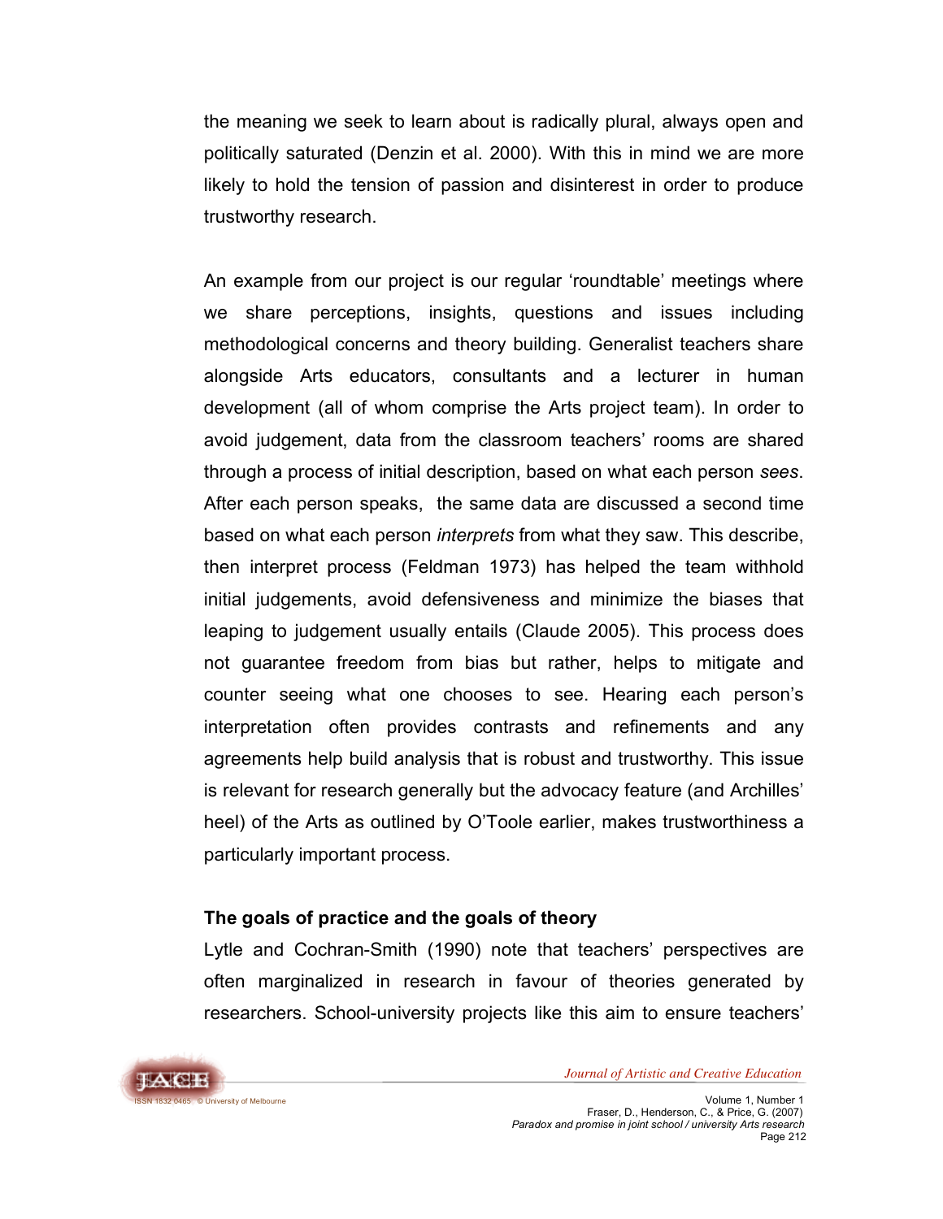the meaning we seek to learn about is radically plural, always open and politically saturated (Denzin et al. 2000). With this in mind we are more likely to hold the tension of passion and disinterest in order to produce trustworthy research.

An example from our project is our regular 'roundtable' meetings where we share perceptions, insights, questions and issues including methodological concerns and theory building. Generalist teachers share alongside Arts educators, consultants and a lecturer in human development (all of whom comprise the Arts project team). In order to avoid judgement, data from the classroom teachers' rooms are shared through a process of initial description, based on what each person *sees*. After each person speaks, the same data are discussed a second time based on what each person *interprets* from what they saw. This describe, then interpret process (Feldman 1973) has helped the team withhold initial judgements, avoid defensiveness and minimize the biases that leaping to judgement usually entails (Claude 2005). This process does not guarantee freedom from bias but rather, helps to mitigate and counter seeing what one chooses to see. Hearing each person's interpretation often provides contrasts and refinements and any agreements help build analysis that is robust and trustworthy. This issue is relevant for research generally but the advocacy feature (and Archilles' heel) of the Arts as outlined by O'Toole earlier, makes trustworthiness a particularly important process.

## The goals of practice and the goals of theory

Lytle and Cochran-Smith (1990) note that teachers' perspectives are often marginalized in research in favour of theories generated by researchers. School-university projects like this aim to ensure teachers'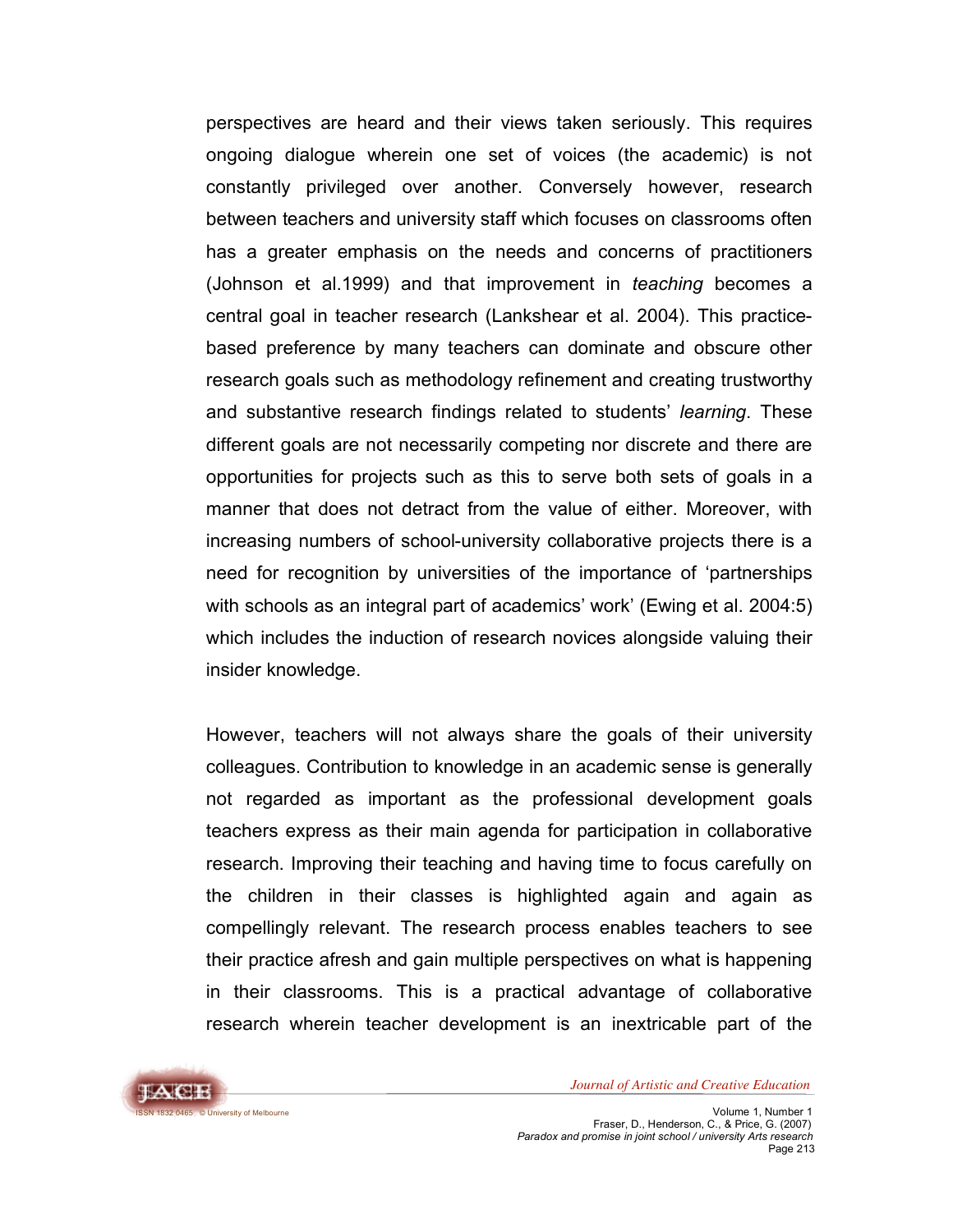perspectives are heard and their views taken seriously. This requires ongoing dialogue wherein one set of voices (the academic) is not constantly privileged over another. Conversely however, research between teachers and university staff which focuses on classrooms often has a greater emphasis on the needs and concerns of practitioners (Johnson et al.1999) and that improvement in *teaching* becomes a central goal in teacher research (Lankshear et al. 2004). This practice-based preference by many teachers can dominate and obscure other research goals such as methodology refinement and creating trustworthy and substantive research findings related to students' *learning*. These different goals are not necessarily competing nor discrete and there are opportunities for projects such as this to serve both sets of goals in a manner that does not detract from the value of either. Moreover, with increasing numbers of school-university collaborative projects there is a need for recognition by universities of the importance of 'partnerships with schools as an integral part of academics' work' (Ewing et al. 2004:5) which includes the induction of research novices alongside valuing their insider knowledge.

However, teachers will not always share the goals of their university colleagues. Contribution to knowledge in an academic sense is generally not regarded as important as the professional development goals teachers express as their main agenda for participation in collaborative research. Improving their teaching and having time to focus carefully on the children in their classes is highlighted again and again as compellingly relevant. The research process enables teachers to see their practice afresh and gain multiple perspectives on what is happening in their classrooms. This is a practical advantage of collaborative research wherein teacher development is an inextricable part of the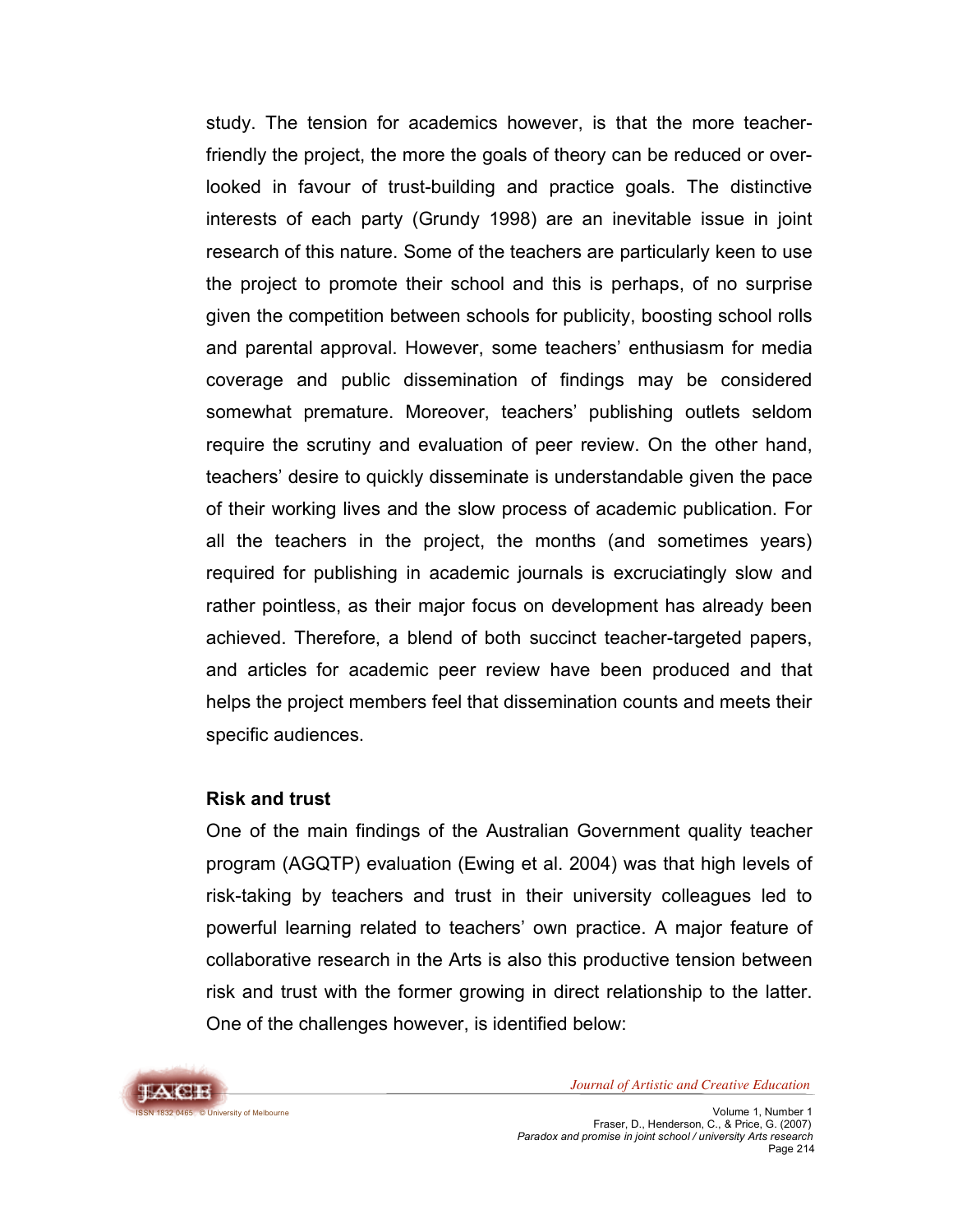study. The tension for academics however, is that the more teacher-friendly the project, the more the goals of theory can be reduced or over-looked in favour of trust-building and practice goals. The distinctive interests of each party (Grundy 1998) are an inevitable issue in joint research of this nature. Some of the teachers are particularly keen to use the project to promote their school and this is perhaps, of no surprise given the competition between schools for publicity, boosting school rolls and parental approval. However, some teachers' enthusiasm for media coverage and public dissemination of findings may be considered somewhat premature. Moreover, teachers' publishing outlets seldom require the scrutiny and evaluation of peer review. On the other hand, teachers' desire to quickly disseminate is understandable given the pace of their working lives and the slow process of academic publication. For all the teachers in the project, the months (and sometimes years) required for publishing in academic journals is excruciatingly slow and rather pointless, as their major focus on development has already been achieved. Therefore, a blend of both succinct teacher-targeted papers, and articles for academic peer review have been produced and that helps the project members feel that dissemination counts and meets their specific audiences.

### Risk and trust

One of the main findings of the Australian Government quality teacher program (AGQTP) evaluation (Ewing et al. 2004) was that high levels of risk-taking by teachers and trust in their university colleagues led to powerful learning related to teachers' own practice. A major feature of collaborative research in the Arts is also this productive tension between risk and trust with the former growing in direct relationship to the latter. One of the challenges however, is identified below: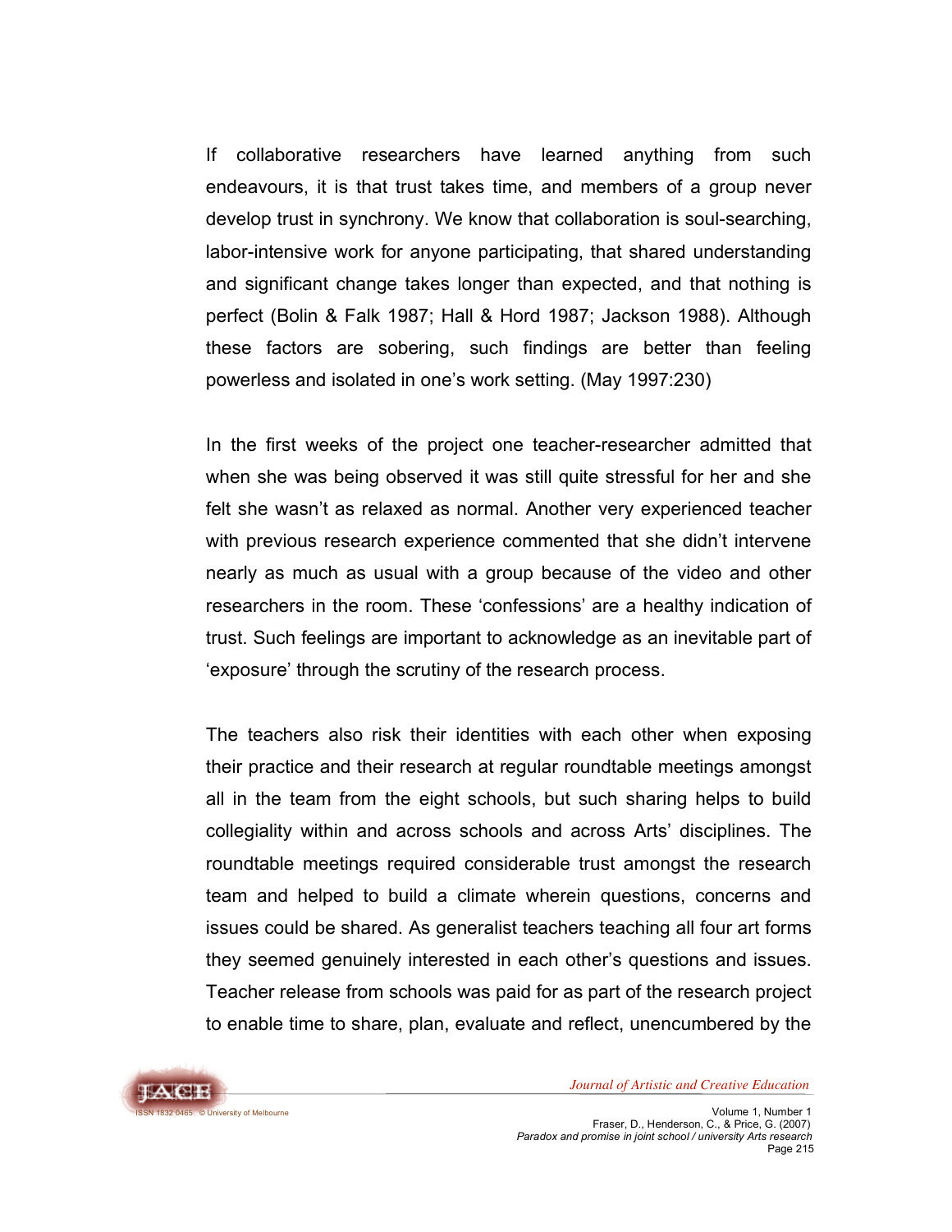> If collaborative researchers have learned anything from such endeavours, it is that trust takes time, and members of a group never develop trust in synchrony. We know that collaboration is soul-searching, labor-intensive work for anyone participating, that shared understanding and significant change takes longer than expected, and that nothing is perfect (Bolin & Falk 1987; Hall & Hord 1987; Jackson 1988). Although these factors are sobering, such findings are better than feeling powerless and isolated in one's work setting. (May 1997:230)

In the first weeks of the project one teacher-researcher admitted that when she was being observed it was still quite stressful for her and she felt she wasn't as relaxed as normal. Another very experienced teacher with previous research experience commented that she didn't intervene nearly as much as usual with a group because of the video and other researchers in the room. These 'confessions' are a healthy indication of trust. Such feelings are important to acknowledge as an inevitable part of 'exposure' through the scrutiny of the research process.

The teachers also risk their identities with each other when exposing their practice and their research at regular roundtable meetings amongst all in the team from the eight schools, but such sharing helps to build collegiality within and across schools and across Arts' disciplines. The roundtable meetings required considerable trust amongst the research team and helped to build a climate wherein questions, concerns and issues could be shared. As generalist teachers teaching all four art forms they seemed genuinely interested in each other's questions and issues. Teacher release from schools was paid for as part of the research project to enable time to share, plan, evaluate and reflect, unencumbered by the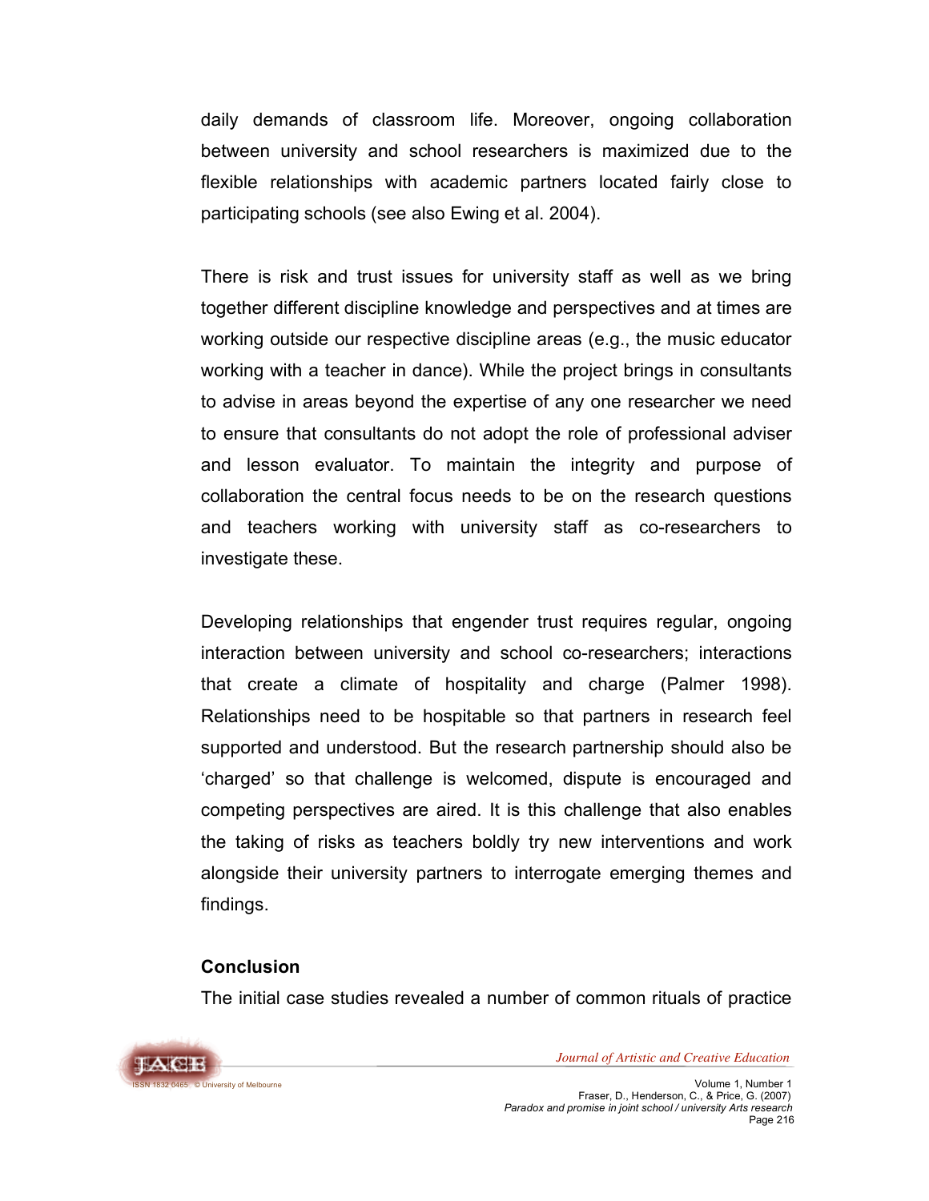daily demands of classroom life. Moreover, ongoing collaboration between university and school researchers is maximized due to the flexible relationships with academic partners located fairly close to participating schools (see also Ewing et al. 2004).

There is risk and trust issues for university staff as well as we bring together different discipline knowledge and perspectives and at times are working outside our respective discipline areas (e.g., the music educator working with a teacher in dance). While the project brings in consultants to advise in areas beyond the expertise of any one researcher we need to ensure that consultants do not adopt the role of professional adviser and lesson evaluator. To maintain the integrity and purpose of collaboration the central focus needs to be on the research questions and teachers working with university staff as co-researchers to investigate these.

Developing relationships that engender trust requires regular, ongoing interaction between university and school co-researchers; interactions that create a climate of hospitality and charge (Palmer 1998). Relationships need to be hospitable so that partners in research feel supported and understood. But the research partnership should also be 'charged' so that challenge is welcomed, dispute is encouraged and competing perspectives are aired. It is this challenge that also enables the taking of risks as teachers boldly try new interventions and work alongside their university partners to interrogate emerging themes and findings.

## Conclusion

The initial case studies revealed a number of common rituals of practice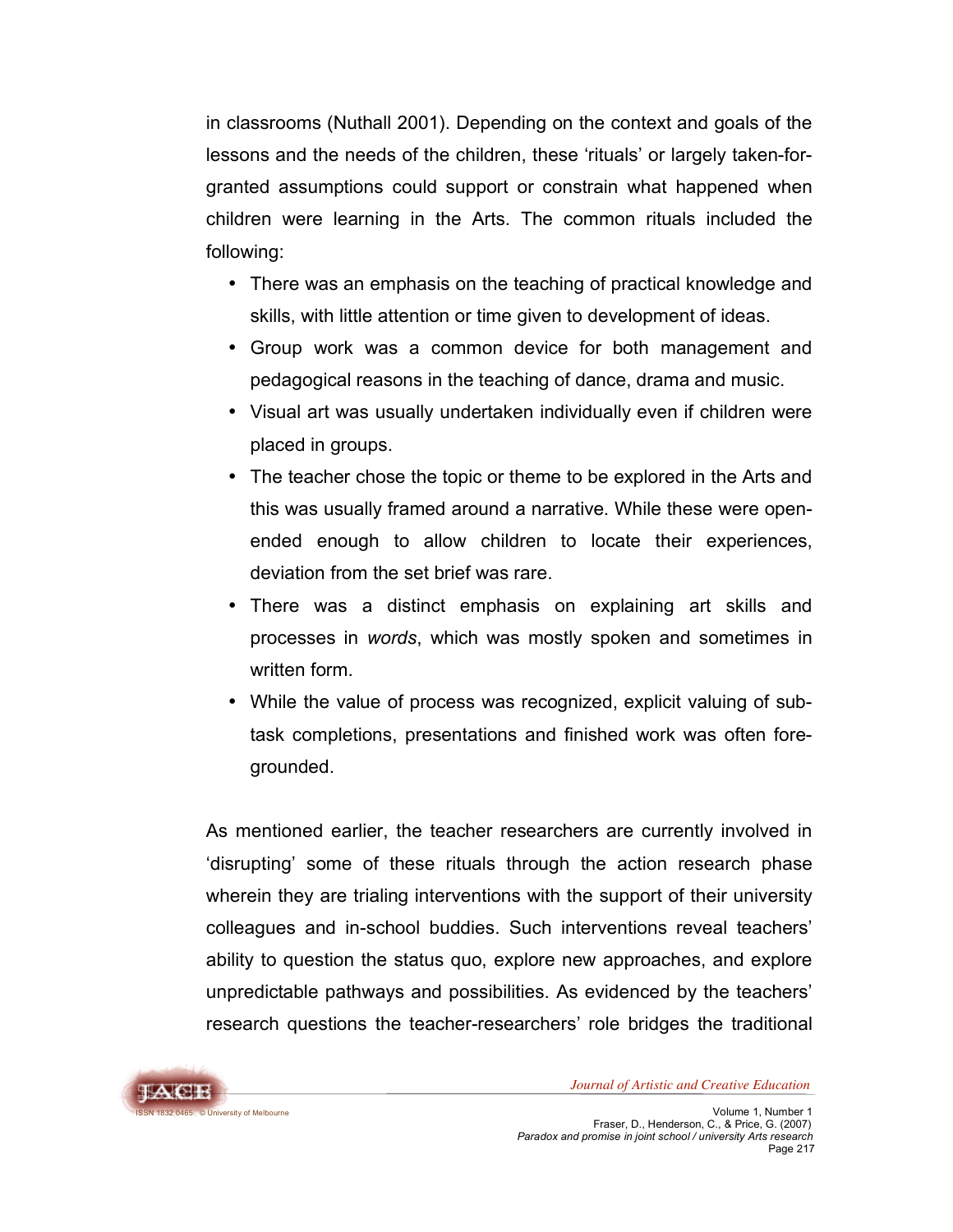in classrooms (Nuthall 2001). Depending on the context and goals of the lessons and the needs of the children, these 'rituals' or largely taken-for-granted assumptions could support or constrain what happened when children were learning in the Arts. The common rituals included the following:

- There was an emphasis on the teaching of practical knowledge and skills, with little attention or time given to development of ideas.
- Group work was a common device for both management and pedagogical reasons in the teaching of dance, drama and music.
- Visual art was usually undertaken individually even if children were placed in groups.
- The teacher chose the topic or theme to be explored in the Arts and this was usually framed around a narrative. While these were open-ended enough to allow children to locate their experiences, deviation from the set brief was rare.
- There was a distinct emphasis on explaining art skills and processes in *words*, which was mostly spoken and sometimes in written form.
- While the value of process was recognized, explicit valuing of sub-task completions, presentations and finished work was often fore-grounded.

As mentioned earlier, the teacher researchers are currently involved in 'disrupting' some of these rituals through the action research phase wherein they are trialing interventions with the support of their university colleagues and in-school buddies. Such interventions reveal teachers' ability to question the status quo, explore new approaches, and explore unpredictable pathways and possibilities. As evidenced by the teachers' research questions the teacher-researchers' role bridges the traditional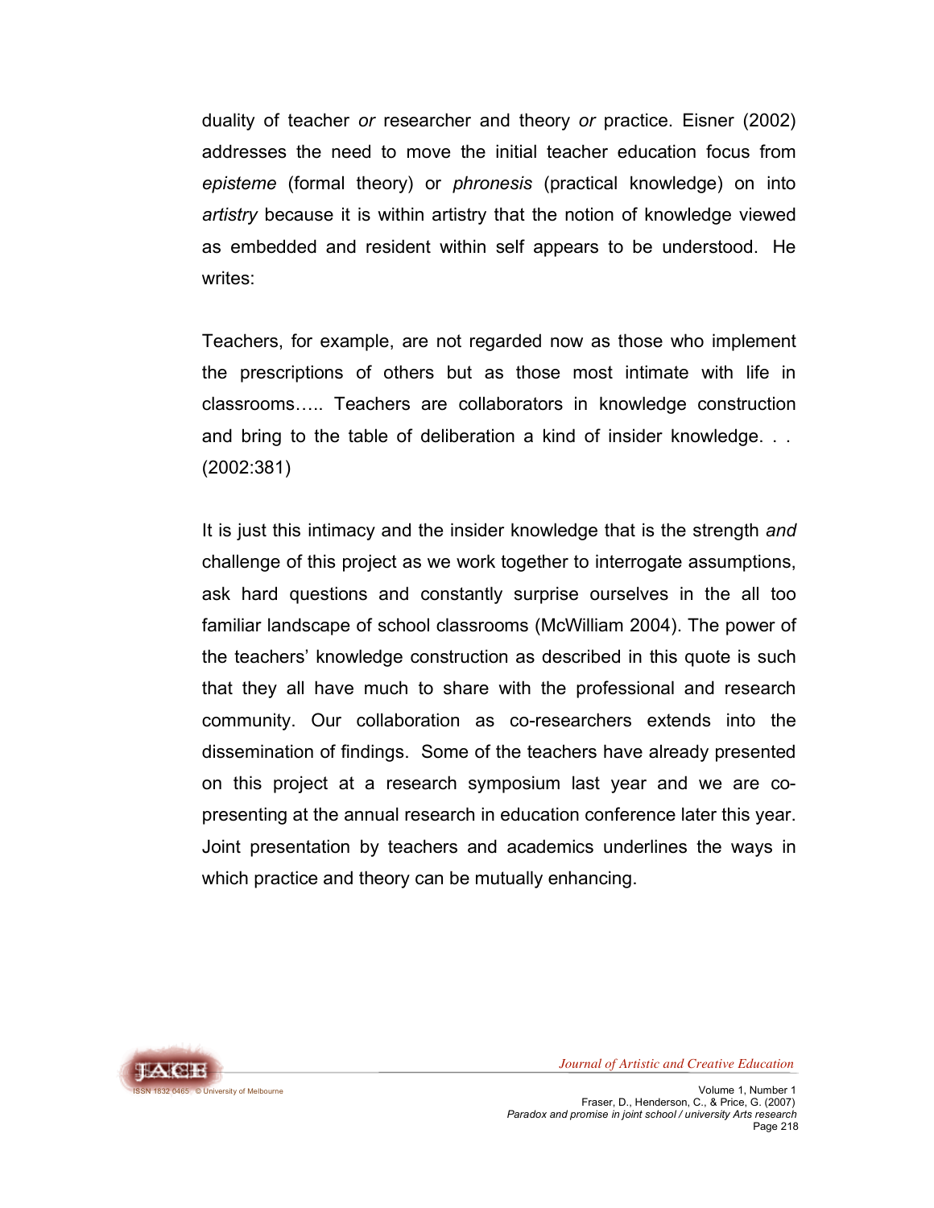duality of teacher *or* researcher and theory *or* practice. Eisner (2002) addresses the need to move the initial teacher education focus from *episteme* (formal theory) or *phronesis* (practical knowledge) on into *artistry* because it is within artistry that the notion of knowledge viewed as embedded and resident within self appears to be understood. He writes:

Teachers, for example, are not regarded now as those who implement the prescriptions of others but as those most intimate with life in classrooms….. Teachers are collaborators in knowledge construction and bring to the table of deliberation a kind of insider knowledge. . . (2002:381)

It is just this intimacy and the insider knowledge that is the strength *and* challenge of this project as we work together to interrogate assumptions, ask hard questions and constantly surprise ourselves in the all too familiar landscape of school classrooms (McWilliam 2004). The power of the teachers' knowledge construction as described in this quote is such that they all have much to share with the professional and research community. Our collaboration as co-researchers extends into the dissemination of findings. Some of the teachers have already presented on this project at a research symposium last year and we are co-presenting at the annual research in education conference later this year. Joint presentation by teachers and academics underlines the ways in which practice and theory can be mutually enhancing.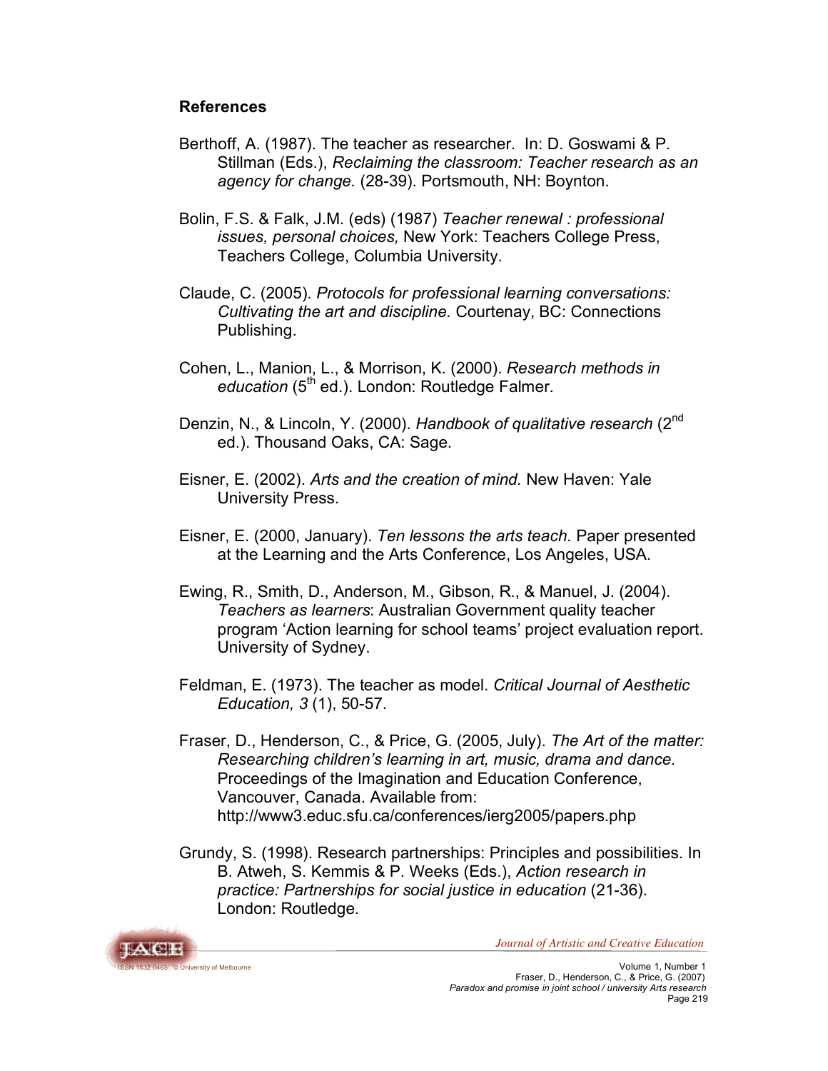## References

Berthoff, A. (1987). The teacher as researcher. In: D. Goswami & P. Stillman (Eds.), *Reclaiming the classroom: Teacher research as an agency for change.* (28-39). Portsmouth, NH: Boynton.

Bolin, F.S. & Falk, J.M. (eds) (1987) *Teacher renewal : professional issues, personal choices,* New York: Teachers College Press, Teachers College, Columbia University.

Claude, C. (2005). *Protocols for professional learning conversations: Cultivating the art and discipline.* Courtenay, BC: Connections Publishing.

Cohen, L., Manion, L., & Morrison, K. (2000). *Research methods in education* (5th ed.). London: Routledge Falmer.

Denzin, N., & Lincoln, Y. (2000). *Handbook of qualitative research* (2nd ed.). Thousand Oaks, CA: Sage.

Eisner, E. (2002). *Arts and the creation of mind.* New Haven: Yale University Press.

Eisner, E. (2000, January). *Ten lessons the arts teach.* Paper presented at the Learning and the Arts Conference, Los Angeles, USA.

Ewing, R., Smith, D., Anderson, M., Gibson, R., & Manuel, J. (2004). *Teachers as learners*: Australian Government quality teacher program 'Action learning for school teams' project evaluation report. University of Sydney.

Feldman, E. (1973). The teacher as model. *Critical Journal of Aesthetic Education, 3* (1), 50-57.

Fraser, D., Henderson, C., & Price, G. (2005, July). *The Art of the matter: Researching children's learning in art, music, drama and dance.* Proceedings of the Imagination and Education Conference, Vancouver, Canada. Available from: http://www3.educ.sfu.ca/conferences/ierg2005/papers.php

Grundy, S. (1998). Research partnerships: Principles and possibilities. In B. Atweh, S. Kemmis & P. Weeks (Eds.), *Action research in practice: Partnerships for social justice in education* (21-36). London: Routledge.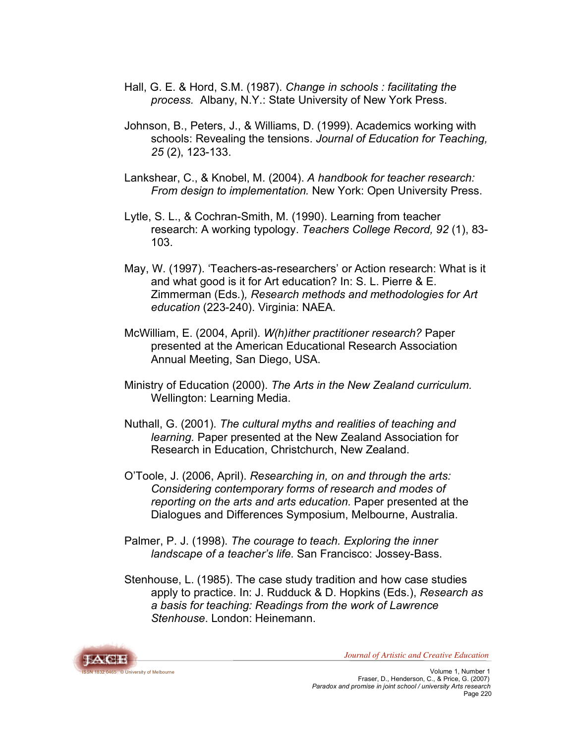Hall, G. E. & Hord, S.M. (1987). *Change in schools : facilitating the process.* Albany, N.Y.: State University of New York Press.

Johnson, B., Peters, J., & Williams, D. (1999). Academics working with schools: Revealing the tensions. *Journal of Education for Teaching, 25* (2), 123-133.

Lankshear, C., & Knobel, M. (2004). *A handbook for teacher research: From design to implementation.* New York: Open University Press.

Lytle, S. L., & Cochran-Smith, M. (1990). Learning from teacher research: A working typology. *Teachers College Record, 92* (1), 83-103.

May, W. (1997). 'Teachers-as-researchers' or Action research: What is it and what good is it for Art education? In: S. L. Pierre & E. Zimmerman (Eds.)*, Research methods and methodologies for Art education* (223-240). Virginia: NAEA.

McWilliam, E. (2004, April). *W(h)ither practitioner research?* Paper presented at the American Educational Research Association Annual Meeting, San Diego, USA.

Ministry of Education (2000). *The Arts in the New Zealand curriculum.* Wellington: Learning Media.

Nuthall, G. (2001). *The cultural myths and realities of teaching and learning.* Paper presented at the New Zealand Association for Research in Education, Christchurch, New Zealand.

O'Toole, J. (2006, April). *Researching in, on and through the arts: Considering contemporary forms of research and modes of reporting on the arts and arts education.* Paper presented at the Dialogues and Differences Symposium, Melbourne, Australia.

Palmer, P. J. (1998). *The courage to teach. Exploring the inner landscape of a teacher's life.* San Francisco: Jossey-Bass.

Stenhouse, L. (1985). The case study tradition and how case studies apply to practice. In: J. Rudduck & D. Hopkins (Eds.), *Research as a basis for teaching: Readings from the work of Lawrence Stenhouse*. London: Heinemann.